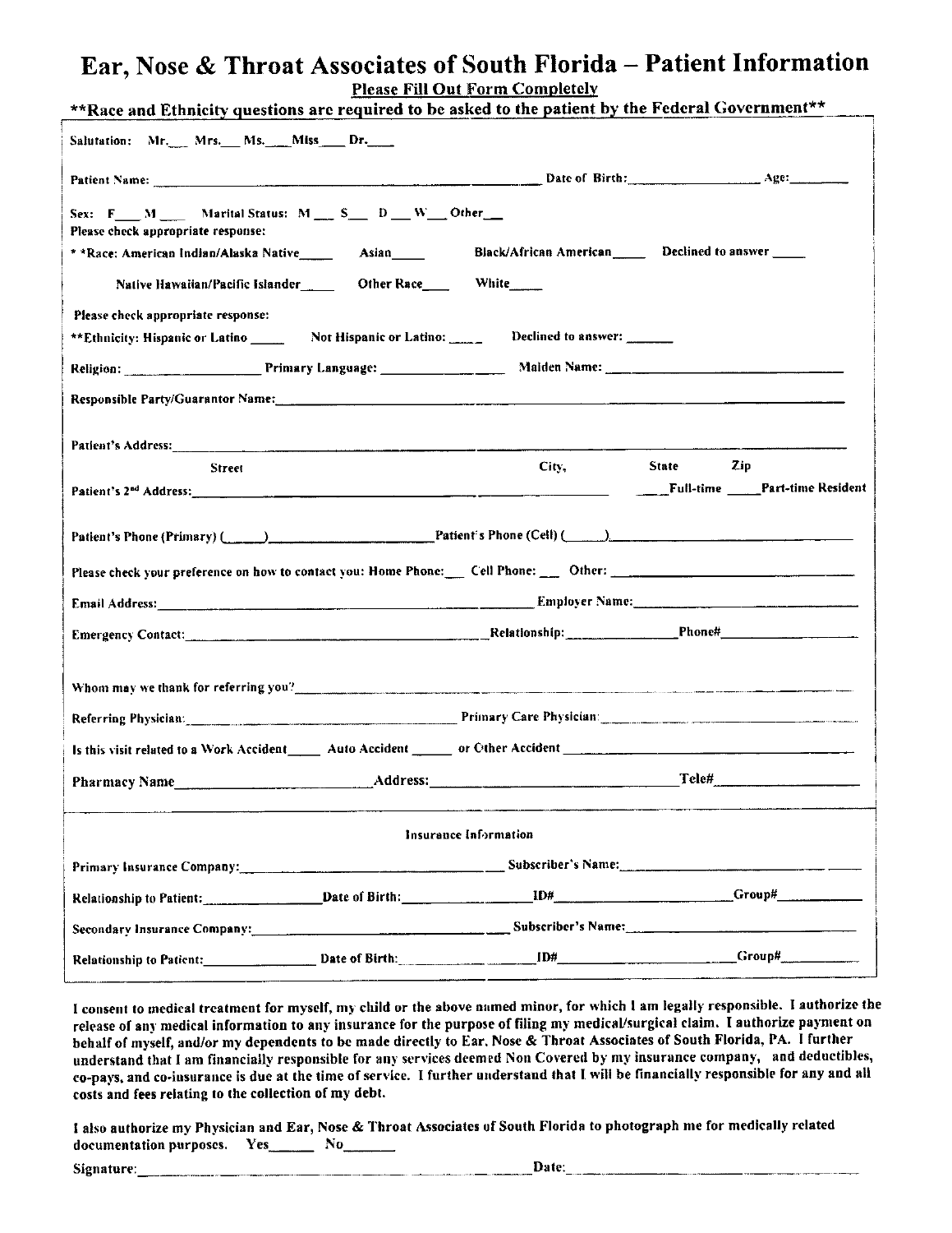# Ear, Nose & Throat Associates of South Florida – Patient Information

**Please Fill Out Form Completely**

**\*\*Race and Ethnicity questions are required to be asked to the patient by the Federal Government\*\***

Salutation: Mr.___ Mrs.___ Ms.___ Miss___ Dr.___

Patient Name: ______________________________ Date of Birth: ______________ Age: ________

Sex: F___ M___ Marital Status: M___ S___ D___ W___ Other___

Please check appropriate response:

\* \*Race: American Indian/Alaska Native_____ Asian_____ Black/African American_____ Declined to answer _____

Native Hawaiian/Pacific Islander_____ Other Race_____ White_____

Please check appropriate response:

\*\*Ethnicity: Hispanic or Latino _____ Not Hispanic or Latino: _____ Declined to answer: _______

Religion: ______________ Primary Language: ______________ Maiden Name: ______________________

Responsible Party/Guarantor Name: ____________________________________________

Patient's Address: ____________________________________________

Street City, State Zip

Patient's 2nd Address: ______________________________ ____Full-time ____Part-time Resident

Patient's Phone (Primary) (_____)______________ Patient's Phone (Cell) (_____)______________

Please check your preference on how to contact you: Home Phone:___ Cell Phone:___ Other: ______________

Email Address: ______________________________ Employer Name: ______________________

Emergency Contact: ______________________ Relationship: ____________ Phone# ______________

Whom may we thank for referring you? ____________________________________________

Referring Physician: ______________________ Primary Care Physician: ______________________

Is this visit related to a Work Accident_____ Auto Accident _____ or Other Accident ______________

Pharmacy Name______________________ Address: ______________________ Tele# ______________

## Insurance Information

Primary Insurance Company: ______________________ Subscriber's Name: ______________________

Relationship to Patient: ______________ Date of Birth: ______________ ID# ______________ Group# __________

Secondary Insurance Company: ______________________ Subscriber's Name: ______________________

Relationship to Patient: ______________ Date of Birth: ______________ ID# ______________ Group# __________

**I consent to medical treatment for myself, my child or the above named minor, for which I am legally responsible. I authorize the release of any medical information to any insurance for the purpose of filing my medical/surgical claim. I authorize payment on behalf of myself, and/or my dependents to be made directly to Ear, Nose & Throat Associates of South Florida, PA. I further understand that I am financially responsible for any services deemed Non Covered by my insurance company, and deductibles, co-pays, and co-insurance is due at the time of service. I further understand that I will be financially responsible for any and all costs and fees relating to the collection of my debt.**

**I also authorize my Physician and Ear, Nose & Throat Associates of South Florida to photograph me for medically related documentation purposes. Yes______ No______**

Signature: ______________________________ Date: ______________________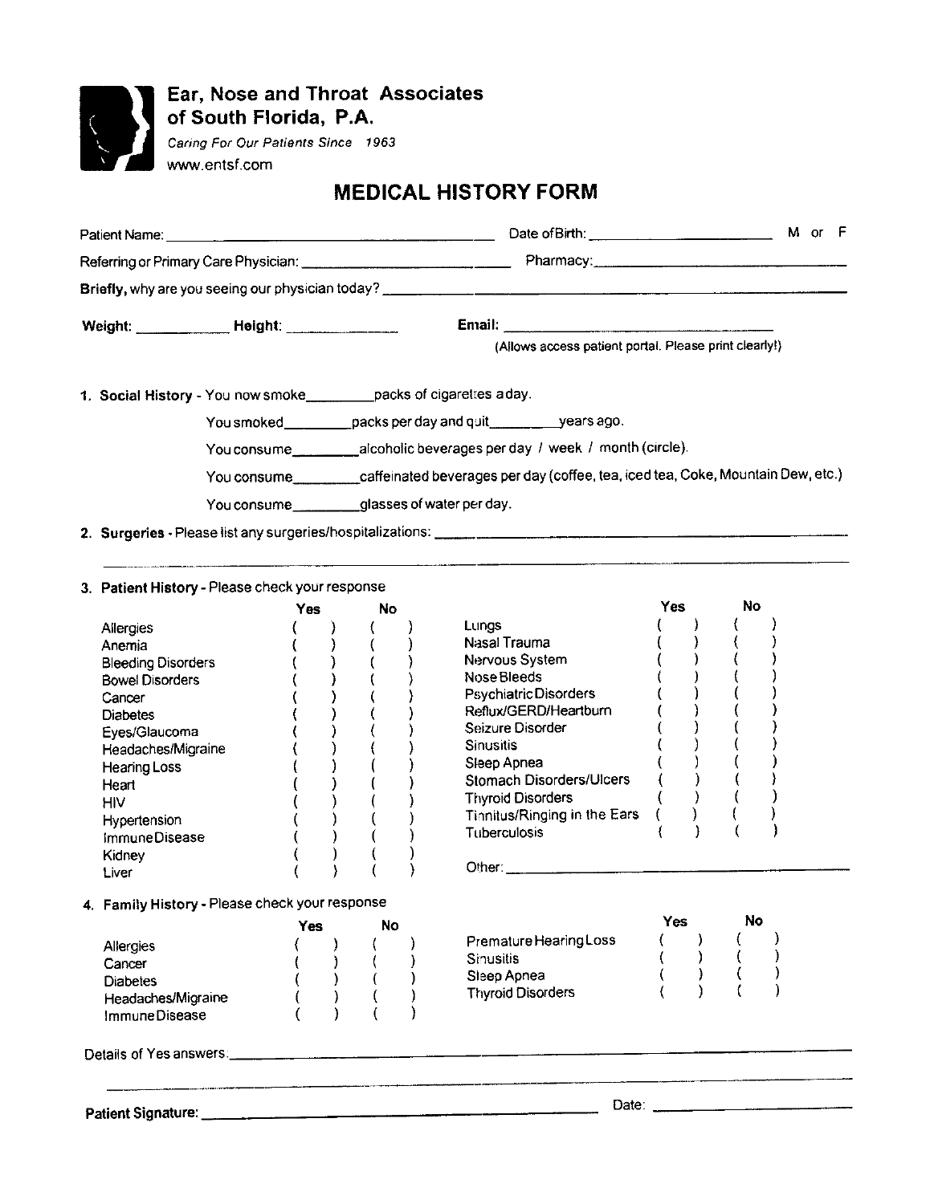**Ear, Nose and Throat Associates of South Florida, P.A.**

*Caring For Our Patients Since 1963*

www.entsf.com

# MEDICAL HISTORY FORM

Patient Name: ______________________________ Date of Birth: ____________________ M or F

Referring or Primary Care Physician: ______________________ Pharmacy: ______________________

**Briefly,** why are you seeing our physician today? ______________________________________________

**Weight:** __________ **Height:** ____________ **Email:** ______________________________

(Allows access patient portal. Please print clearly!)

**1. Social History** - You now smoke________packs of cigarettes a day.

You smoked________packs per day and quit________years ago.

You consume________alcoholic beverages per day / week / month (circle).

You consume________caffeinated beverages per day (coffee, tea, iced tea, Coke, Mountain Dew, etc.)

You consume________glasses of water per day.

**2. Surgeries** - Please list any surgeries/hospitalizations: ______________________________________________

______________________________________________________________________________

**3. Patient History** - Please check your response

| | Yes | No | | Yes | No |
|---|---|---|---|---|---|
| Allergies | ( ) | ( ) | Lungs | ( ) | ( ) |
| Anemia | ( ) | ( ) | Nasal Trauma | ( ) | ( ) |
| Bleeding Disorders | ( ) | ( ) | Nervous System | ( ) | ( ) |
| Bowel Disorders | ( ) | ( ) | Nose Bleeds | ( ) | ( ) |
| Cancer | ( ) | ( ) | Psychiatric Disorders | ( ) | ( ) |
| Diabetes | ( ) | ( ) | Reflux/GERD/Heartburn | ( ) | ( ) |
| Eyes/Glaucoma | ( ) | ( ) | Seizure Disorder | ( ) | ( ) |
| Headaches/Migraine | ( ) | ( ) | Sinusitis | ( ) | ( ) |
| Hearing Loss | ( ) | ( ) | Sleep Apnea | ( ) | ( ) |
| Heart | ( ) | ( ) | Stomach Disorders/Ulcers | ( ) | ( ) |
| HIV | ( ) | ( ) | Thyroid Disorders | ( ) | ( ) |
| Hypertension | ( ) | ( ) | Tinnitus/Ringing in the Ears | ( ) | ( ) |
| Immune Disease | ( ) | ( ) | Tuberculosis | ( ) | ( ) |
| Kidney | ( ) | ( ) | | | |
| Liver | ( ) | ( ) | Other: ____________ | | |

**4. Family History** - Please check your response

| | Yes | No | | Yes | No |
|---|---|---|---|---|---|
| Allergies | ( ) | ( ) | Premature Hearing Loss | ( ) | ( ) |
| Cancer | ( ) | ( ) | Sinusitis | ( ) | ( ) |
| Diabetes | ( ) | ( ) | Sleep Apnea | ( ) | ( ) |
| Headaches/Migraine | ( ) | ( ) | Thyroid Disorders | ( ) | ( ) |
| Immune Disease | ( ) | ( ) | | | |

Details of Yes answers: ______________________________________________

______________________________________________________________________________

**Patient Signature:** ______________________________ Date: ____________________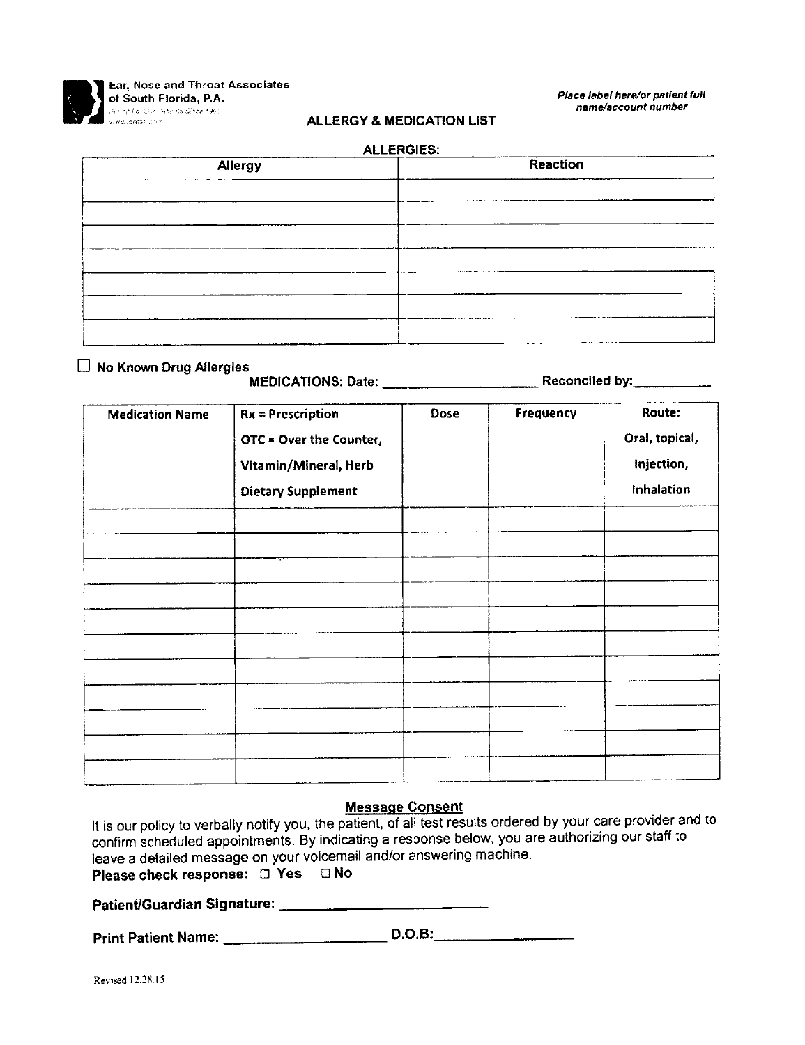Ear, Nose and Throat Associates of South Florida, P.A.

*Place label here/or patient full name/account number*

## ALLERGY & MEDICATION LIST

**ALLERGIES:**

| Allergy | Reaction |
|---|---|
| | |
| | |
| | |
| | |
| | |
| | |
| | |

☐ **No Known Drug Allergies**

**MEDICATIONS: Date: ____________________ Reconciled by: __________**

| Medication Name | Rx = Prescription<br>OTC = Over the Counter,<br>Vitamin/Mineral, Herb<br>Dietary Supplement | Dose | Frequency | Route:<br>Oral, topical,<br>Injection,<br>Inhalation |
|---|---|---|---|---|
| | | | | |
| | | | | |
| | | | | |
| | | | | |
| | | | | |
| | | | | |
| | | | | |
| | | | | |
| | | | | |
| | | | | |
| | | | | |

### Message Consent

It is our policy to verbally notify you, the patient, of all test results ordered by your care provider and to confirm scheduled appointments. By indicating a response below, you are authorizing our staff to leave a detailed message on your voicemail and/or answering machine.

**Please check response:** ☐ **Yes** ☐ **No**

**Patient/Guardian Signature:** ____________________________

**Print Patient Name:** ____________________ **D.O.B:** __________________

Revised 12.28.15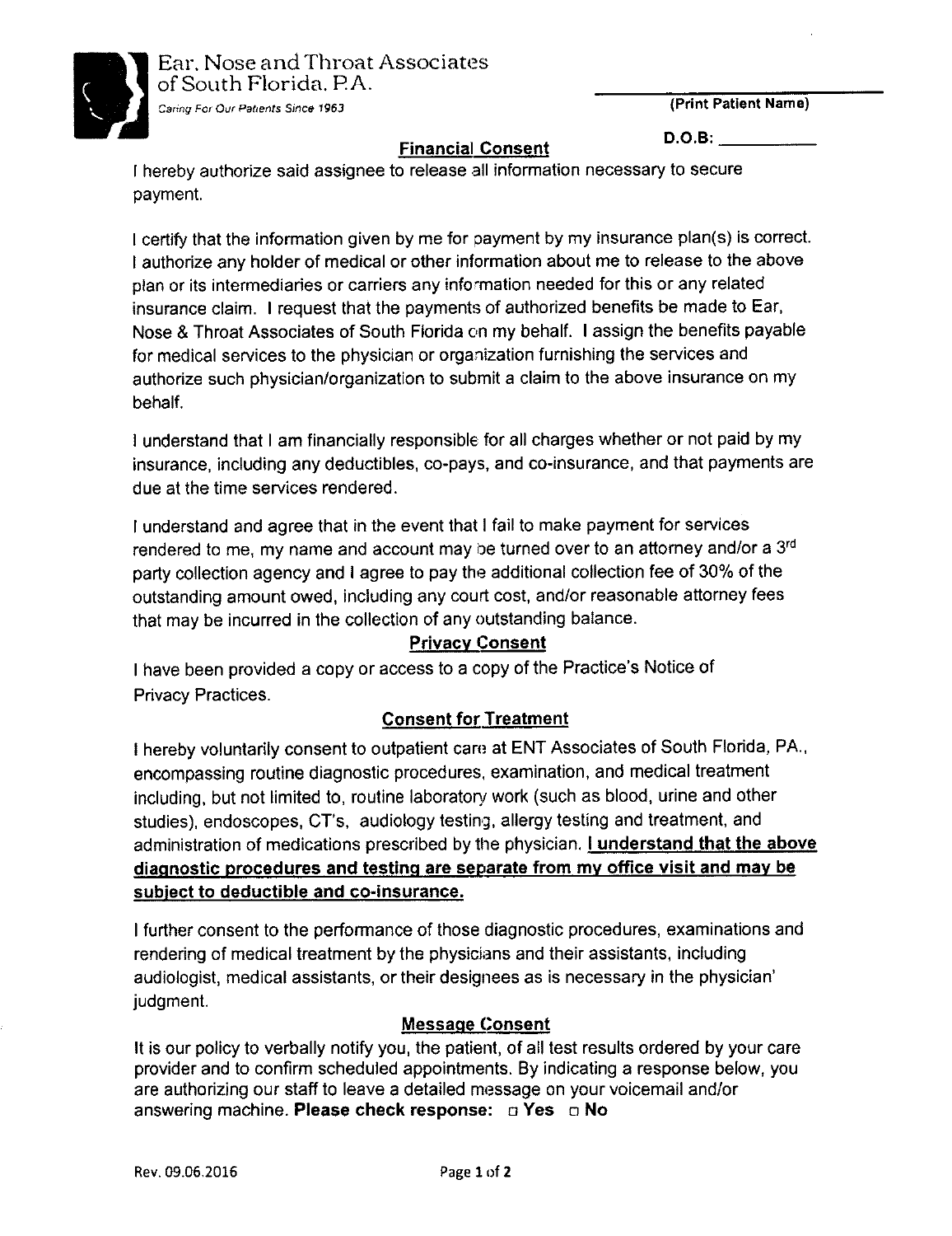Ear, Nose and Throat Associates of South Florida, P.A.

*Caring For Our Patients Since 1963*

\_\_\_\_\_\_\_\_\_\_\_\_\_\_\_\_\_\_\_\_\_\_\_\_\_\_\_\_

**(Print Patient Name)**

**D.O.B:** \_\_\_\_\_\_\_\_\_\_

## Financial Consent

I hereby authorize said assignee to release all information necessary to secure payment.

I certify that the information given by me for payment by my insurance plan(s) is correct. I authorize any holder of medical or other information about me to release to the above plan or its intermediaries or carriers any information needed for this or any related insurance claim. I request that the payments of authorized benefits be made to Ear, Nose & Throat Associates of South Florida on my behalf. I assign the benefits payable for medical services to the physician or organization furnishing the services and authorize such physician/organization to submit a claim to the above insurance on my behalf.

I understand that I am financially responsible for all charges whether or not paid by my insurance, including any deductibles, co-pays, and co-insurance, and that payments are due at the time services rendered.

I understand and agree that in the event that I fail to make payment for services rendered to me, my name and account may be turned over to an attorney and/or a 3rd party collection agency and I agree to pay the additional collection fee of 30% of the outstanding amount owed, including any court cost, and/or reasonable attorney fees that may be incurred in the collection of any outstanding balance.

## Privacy Consent

I have been provided a copy or access to a copy of the Practice's Notice of Privacy Practices.

## Consent for Treatment

I hereby voluntarily consent to outpatient care at ENT Associates of South Florida, PA., encompassing routine diagnostic procedures, examination, and medical treatment including, but not limited to, routine laboratory work (such as blood, urine and other studies), endoscopes, CT's, audiology testing, allergy testing and treatment, and administration of medications prescribed by the physician. **I understand that the above diagnostic procedures and testing are separate from my office visit and may be subject to deductible and co-insurance.**

I further consent to the performance of those diagnostic procedures, examinations and rendering of medical treatment by the physicians and their assistants, including audiologist, medical assistants, or their designees as is necessary in the physician' judgment.

## Message Consent

It is our policy to verbally notify you, the patient, of all test results ordered by your care provider and to confirm scheduled appointments. By indicating a response below, you are authorizing our staff to leave a detailed message on your voicemail and/or answering machine. **Please check response: □ Yes □ No**

Rev. 09.06.2016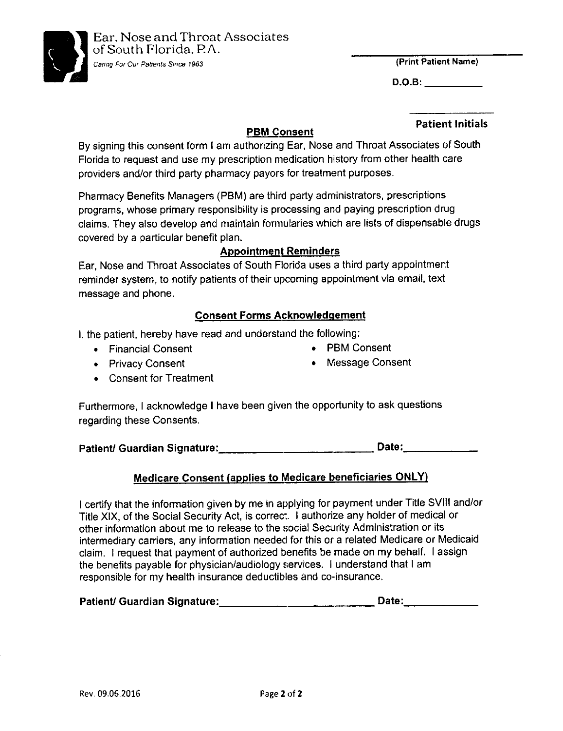Ear, Nose and Throat Associates of South Florida, P.A.

*Caring For Our Patients Since 1963*

\_\_\_\_\_\_\_\_\_\_\_\_\_\_\_\_\_\_\_\_\_\_\_\_\_\_\_\_

**(Print Patient Name)**

**D.O.B:** \_\_\_\_\_\_\_\_\_\_

\_\_\_\_\_\_\_\_\_\_\_\_\_\_

**Patient Initials**

## PBM Consent

By signing this consent form I am authorizing Ear, Nose and Throat Associates of South Florida to request and use my prescription medication history from other health care providers and/or third party pharmacy payors for treatment purposes.

Pharmacy Benefits Managers (PBM) are third party administrators, prescriptions programs, whose primary responsibility is processing and paying prescription drug claims. They also develop and maintain formularies which are lists of dispensable drugs covered by a particular benefit plan.

## Appointment Reminders

Ear, Nose and Throat Associates of South Florida uses a third party appointment reminder system, to notify patients of their upcoming appointment via email, text message and phone.

## Consent Forms Acknowledgement

I, the patient, hereby have read and understand the following:

- Financial Consent
- Privacy Consent
- Consent for Treatment
- PBM Consent
- Message Consent

Furthermore, I acknowledge I have been given the opportunity to ask questions regarding these Consents.

**Patient/ Guardian Signature:**\_\_\_\_\_\_\_\_\_\_\_\_\_\_\_\_\_\_\_\_\_\_\_\_\_\_ **Date:**\_\_\_\_\_\_\_\_\_\_\_\_

## Medicare Consent (applies to Medicare beneficiaries ONLY)

I certify that the information given by me in applying for payment under Title SVIII and/or Title XIX, of the Social Security Act, is correct. I authorize any holder of medical or other information about me to release to the social Security Administration or its intermediary carriers, any information needed for this or a related Medicare or Medicaid claim. I request that payment of authorized benefits be made on my behalf. I assign the benefits payable for physician/audiology services. I understand that I am responsible for my health insurance deductibles and co-insurance.

**Patient/ Guardian Signature:**\_\_\_\_\_\_\_\_\_\_\_\_\_\_\_\_\_\_\_\_\_\_\_\_\_\_ **Date:**\_\_\_\_\_\_\_\_\_\_\_\_

Rev. 09.06.2016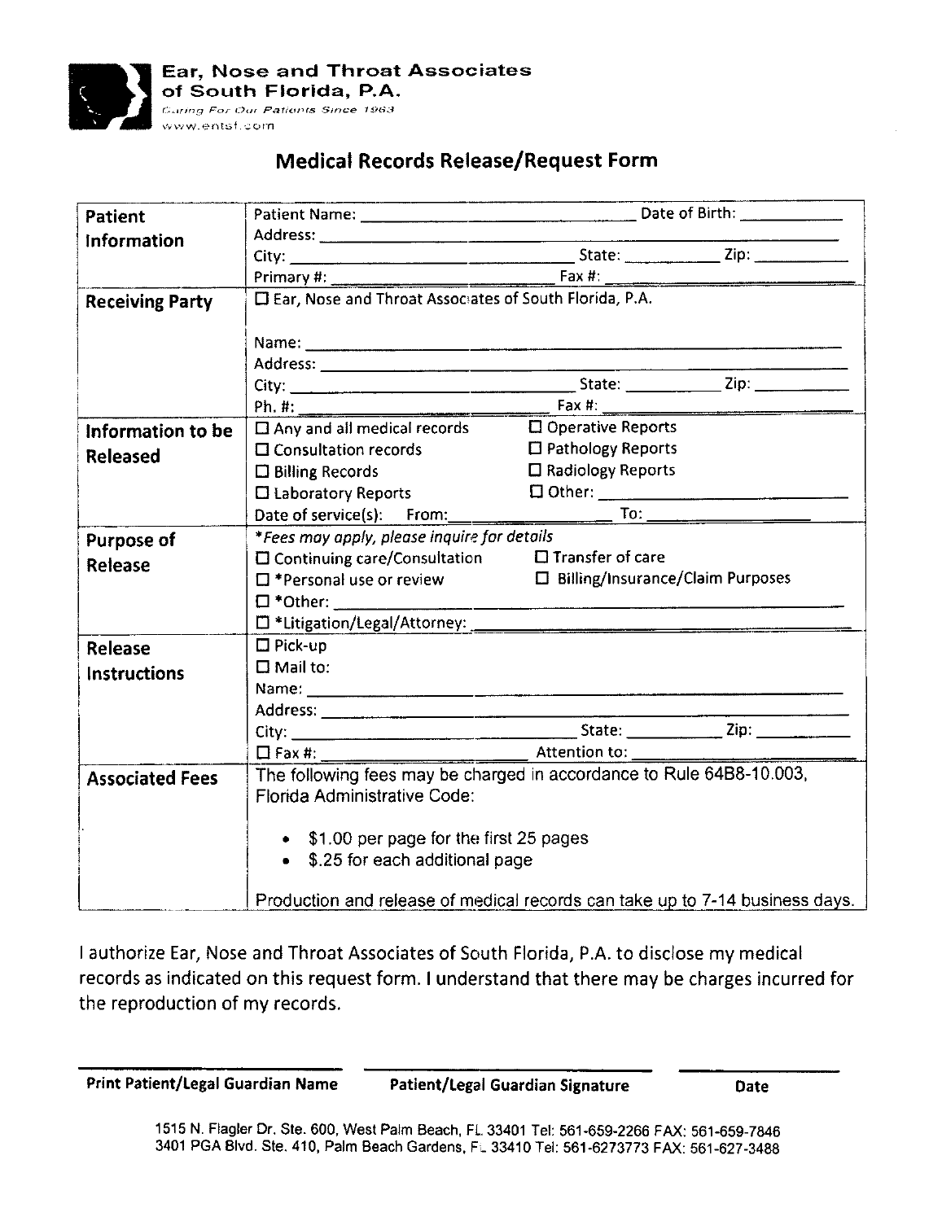Ear, Nose and Throat Associates of South Florida, P.A.
Caring For Our Patients Since 1963
www.entsf.com

## Medical Records Release/Request Form

| | |
|---|---|
| **Patient Information** | Patient Name: ______________________ Date of Birth: __________<br>Address: ______________________<br>City: ______________________ State: __________ Zip: __________<br>Primary #: ______________________ Fax #: ______________________ |
| **Receiving Party** | ☐ Ear, Nose and Throat Associates of South Florida, P.A.<br><br>Name: ______________________<br>Address: ______________________<br>City: ______________________ State: __________ Zip: __________<br>Ph. #: ______________________ Fax #: ______________________ |
| **Information to be Released** | ☐ Any and all medical records ☐ Operative Reports<br>☐ Consultation records ☐ Pathology Reports<br>☐ Billing Records ☐ Radiology Reports<br>☐ Laboratory Reports ☐ Other: ______________________<br>Date of service(s): From: __________ To: __________ |
| **Purpose of Release** | *\*Fees may apply, please inquire for details*<br>☐ Continuing care/Consultation ☐ Transfer of care<br>☐ \*Personal use or review ☐ Billing/Insurance/Claim Purposes<br>☐ \*Other: ______________________<br>☐ \*Litigation/Legal/Attorney: ______________________ |
| **Release Instructions** | ☐ Pick-up<br>☐ Mail to:<br>Name: ______________________<br>Address: ______________________<br>City: ______________________ State: __________ Zip: __________<br>☐ Fax #: ______________________ Attention to: ______________________ |
| **Associated Fees** | The following fees may be charged in accordance to Rule 64B8-10.003, Florida Administrative Code:<br><br>• $1.00 per page for the first 25 pages<br>• $.25 for each additional page<br><br>Production and release of medical records can take up to 7-14 business days. |

I authorize Ear, Nose and Throat Associates of South Florida, P.A. to disclose my medical records as indicated on this request form. I understand that there may be charges incurred for the reproduction of my records.

______________________ ______________________ ______________
**Print Patient/Legal Guardian Name** **Patient/Legal Guardian Signature** **Date**

1515 N. Flagler Dr. Ste. 600, West Palm Beach, FL 33401 Tel: 561-659-2266 FAX: 561-659-7846
3401 PGA Blvd. Ste. 410, Palm Beach Gardens, FL 33410 Tel: 561-6273773 FAX: 561-627-3488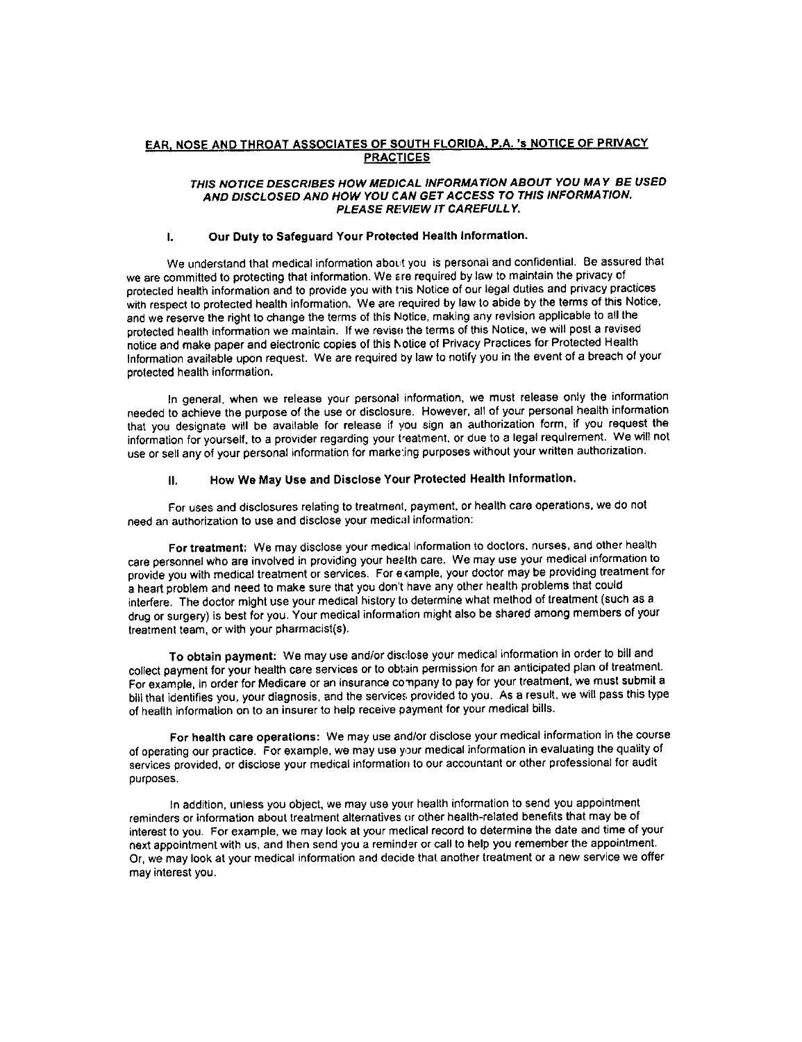# EAR, NOSE AND THROAT ASSOCIATES OF SOUTH FLORIDA, P.A. 's NOTICE OF PRIVACY PRACTICES

***THIS NOTICE DESCRIBES HOW MEDICAL INFORMATION ABOUT YOU MAY BE USED AND DISCLOSED AND HOW YOU CAN GET ACCESS TO THIS INFORMATION. PLEASE REVIEW IT CAREFULLY.***

## I. Our Duty to Safeguard Your Protected Health Information.

We understand that medical information about you is personal and confidential. Be assured that we are committed to protecting that information. We are required by law to maintain the privacy of protected health information and to provide you with this Notice of our legal duties and privacy practices with respect to protected health information. We are required by law to abide by the terms of this Notice, and we reserve the right to change the terms of this Notice, making any revision applicable to all the protected health information we maintain. If we revise the terms of this Notice, we will post a revised notice and make paper and electronic copies of this Notice of Privacy Practices for Protected Health Information available upon request. We are required by law to notify you in the event of a breach of your protected health information.

In general, when we release your personal information, we must release only the information needed to achieve the purpose of the use or disclosure. However, all of your personal health information that you designate will be available for release if you sign an authorization form, if you request the information for yourself, to a provider regarding your treatment, or due to a legal requirement. We will not use or sell any of your personal information for marketing purposes without your written authorization.

## II. How We May Use and Disclose Your Protected Health Information.

For uses and disclosures relating to treatment, payment, or health care operations, we do not need an authorization to use and disclose your medical information:

**For treatment:** We may disclose your medical information to doctors, nurses, and other health care personnel who are involved in providing your health care. We may use your medical information to provide you with medical treatment or services. For example, your doctor may be providing treatment for a heart problem and need to make sure that you don't have any other health problems that could interfere. The doctor might use your medical history to determine what method of treatment (such as a drug or surgery) is best for you. Your medical information might also be shared among members of your treatment team, or with your pharmacist(s).

**To obtain payment:** We may use and/or disclose your medical information in order to bill and collect payment for your health care services or to obtain permission for an anticipated plan of treatment. For example, in order for Medicare or an insurance company to pay for your treatment, we must submit a bill that identifies you, your diagnosis, and the services provided to you. As a result, we will pass this type of health information on to an insurer to help receive payment for your medical bills.

**For health care operations:** We may use and/or disclose your medical information in the course of operating our practice. For example, we may use your medical information in evaluating the quality of services provided, or disclose your medical information to our accountant or other professional for audit purposes.

In addition, unless you object, we may use your health information to send you appointment reminders or information about treatment alternatives or other health-related benefits that may be of interest to you. For example, we may look at your medical record to determine the date and time of your next appointment with us, and then send you a reminder or call to help you remember the appointment. Or, we may look at your medical information and decide that another treatment or a new service we offer may interest you.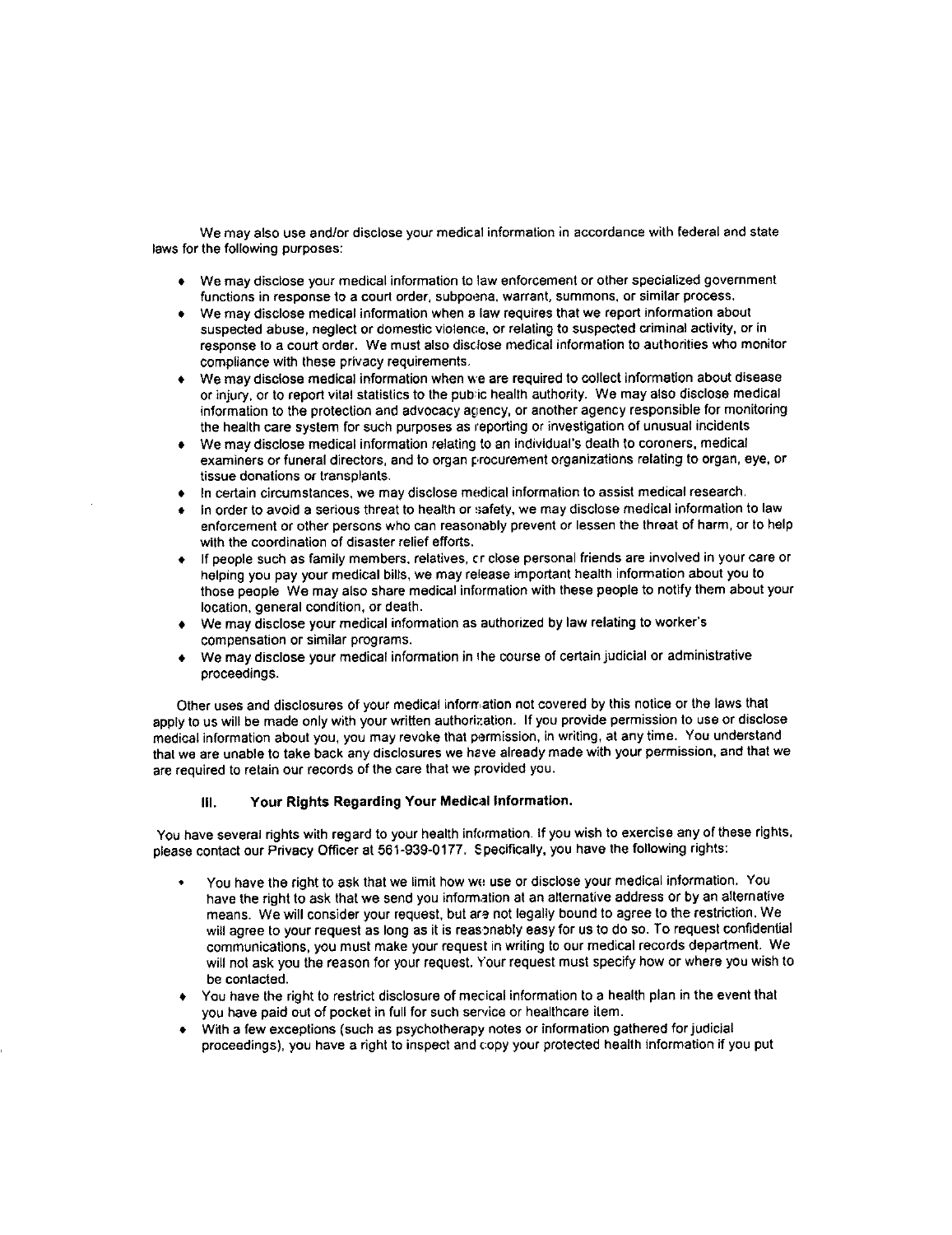We may also use and/or disclose your medical information in accordance with federal and state laws for the following purposes:

- We may disclose your medical information to law enforcement or other specialized government functions in response to a court order, subpoena, warrant, summons, or similar process.
- We may disclose medical information when a law requires that we report information about suspected abuse, neglect or domestic violence, or relating to suspected criminal activity, or in response to a court order. We must also disclose medical information to authorities who monitor compliance with these privacy requirements.
- We may disclose medical information when we are required to collect information about disease or injury, or to report vital statistics to the public health authority. We may also disclose medical information to the protection and advocacy agency, or another agency responsible for monitoring the health care system for such purposes as reporting or investigation of unusual incidents
- We may disclose medical information relating to an individual's death to coroners, medical examiners or funeral directors, and to organ procurement organizations relating to organ, eye, or tissue donations or transplants.
- In certain circumstances, we may disclose medical information to assist medical research.
- In order to avoid a serious threat to health or safety, we may disclose medical information to law enforcement or other persons who can reasonably prevent or lessen the threat of harm, or to help with the coordination of disaster relief efforts.
- If people such as family members, relatives, or close personal friends are involved in your care or helping you pay your medical bills, we may release important health information about you to those people We may also share medical information with these people to notify them about your location, general condition, or death.
- We may disclose your medical information as authorized by law relating to worker's compensation or similar programs.
- We may disclose your medical information in the course of certain judicial or administrative proceedings.

Other uses and disclosures of your medical information not covered by this notice or the laws that apply to us will be made only with your written authorization. If you provide permission to use or disclose medical information about you, you may revoke that permission, in writing, at any time. You understand that we are unable to take back any disclosures we have already made with your permission, and that we are required to retain our records of the care that we provided you.

### III. Your Rights Regarding Your Medical Information.

You have several rights with regard to your health information. If you wish to exercise any of these rights, please contact our Privacy Officer at 561-939-0177. Specifically, you have the following rights:

- You have the right to ask that we limit how we use or disclose your medical information. You have the right to ask that we send you information at an alternative address or by an alternative means. We will consider your request, but are not legally bound to agree to the restriction. We will agree to your request as long as it is reasonably easy for us to do so. To request confidential communications, you must make your request in writing to our medical records department. We will not ask you the reason for your request. Your request must specify how or where you wish to be contacted.
- You have the right to restrict disclosure of mecical information to a health plan in the event that you have paid out of pocket in full for such service or healthcare item.
- With a few exceptions (such as psychotherapy notes or information gathered for judicial proceedings), you have a right to inspect and copy your protected health information if you put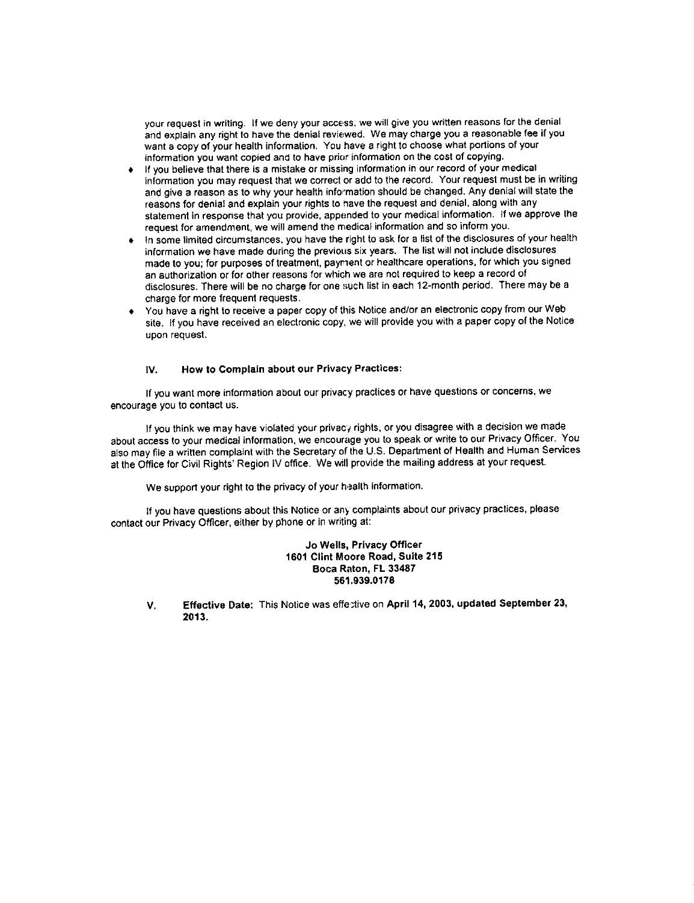your request in writing. If we deny your access, we will give you written reasons for the denial and explain any right to have the denial reviewed. We may charge you a reasonable fee if you want a copy of your health information. You have a right to choose what portions of your information you want copied and to have prior information on the cost of copying.

- If you believe that there is a mistake or missing information in our record of your medical information you may request that we correct or add to the record. Your request must be in writing and give a reason as to why your health information should be changed. Any denial will state the reasons for denial and explain your rights to have the request and denial, along with any statement in response that you provide, appended to your medical information. If we approve the request for amendment, we will amend the medical information and so inform you.
- In some limited circumstances, you have the right to ask for a list of the disclosures of your health information we have made during the previous six years. The list will not include disclosures made to you; for purposes of treatment, payment or healthcare operations, for which you signed an authorization or for other reasons for which we are not required to keep a record of disclosures. There will be no charge for one such list in each 12-month period. There may be a charge for more frequent requests.
- You have a right to receive a paper copy of this Notice and/or an electronic copy from our Web site. If you have received an electronic copy, we will provide you with a paper copy of the Notice upon request.

## IV. How to Complain about our Privacy Practices:

If you want more information about our privacy practices or have questions or concerns, we encourage you to contact us.

If you think we may have violated your privacy rights, or you disagree with a decision we made about access to your medical information, we encourage you to speak or write to our Privacy Officer. You also may file a written complaint with the Secretary of the U.S. Department of Health and Human Services at the Office for Civil Rights' Region IV office. We will provide the mailing address at your request.

We support your right to the privacy of your health information.

If you have questions about this Notice or any complaints about our privacy practices, please contact our Privacy Officer, either by phone or in writing at:

**Jo Wells, Privacy Officer**
**1601 Clint Moore Road, Suite 215**
**Boca Raton, FL 33487**
**561.939.0178**

## V. Effective Date: This Notice was effective on **April 14, 2003, updated September 23, 2013.**